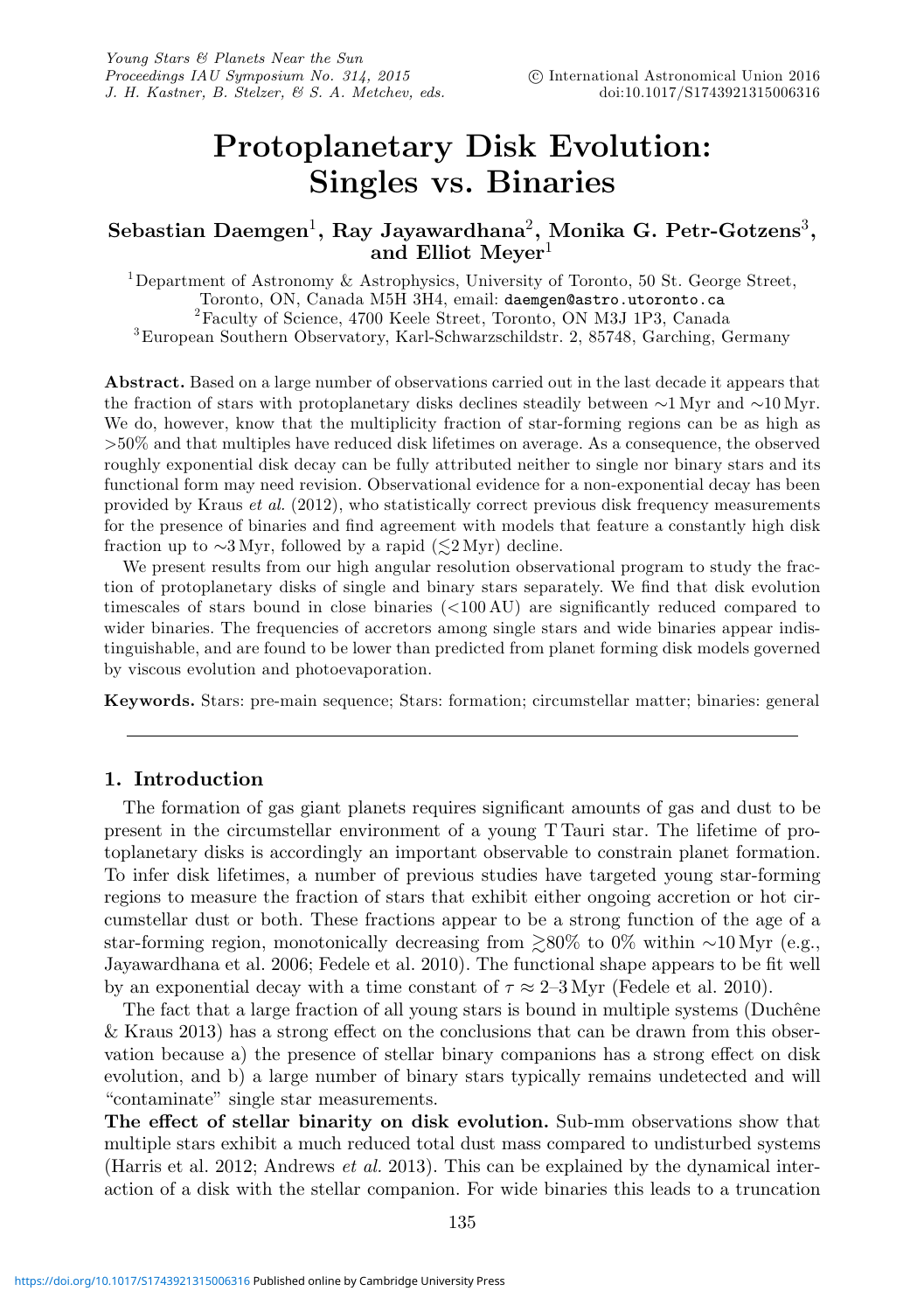# Protoplanetary Disk Evolution: Singles vs. Binaries

**Sebastian Daemgen**[1], **Ray Jayawardhana**[2], **Monika G. Petr-Gotzens**[3], **and Elliot Meyer**[1]

[1]Department of Astronomy & Astrophysics, University of Toronto, 50 St. George Street, Toronto, ON, Canada M5H 3H4, email: daemgen@astro.utoronto.ca

[2]Faculty of Science, 4700 Keele Street, Toronto, ON M3J 1P3, Canada

[3]European Southern Observatory, Karl-Schwarzschildstr. 2, 85748, Garching, Germany

**Abstract.** Based on a large number of observations carried out in the last decade it appears that the fraction of stars with protoplanetary disks declines steadily between ∼1 Myr and ∼10 Myr. We do, however, know that the multiplicity fraction of star-forming regions can be as high as >50% and that multiples have reduced disk lifetimes on average. As a consequence, the observed roughly exponential disk decay can be fully attributed neither to single nor binary stars and its functional form may need revision. Observational evidence for a non-exponential decay has been provided by Kraus *et al.* (2012), who statistically correct previous disk frequency measurements for the presence of binaries and find agreement with models that feature a constantly high disk fraction up to ∼3 Myr, followed by a rapid ($\lesssim$2 Myr) decline.

We present results from our high angular resolution observational program to study the fraction of protoplanetary disks of single and binary stars separately. We find that disk evolution timescales of stars bound in close binaries (<100 AU) are significantly reduced compared to wider binaries. The frequencies of accretors among single stars and wide binaries appear indistinguishable, and are found to be lower than predicted from planet forming disk models governed by viscous evolution and photoevaporation.

**Keywords.** Stars: pre-main sequence; Stars: formation; circumstellar matter; binaries: general

## 1. Introduction

The formation of gas giant planets requires significant amounts of gas and dust to be present in the circumstellar environment of a young T Tauri star. The lifetime of protoplanetary disks is accordingly an important observable to constrain planet formation. To infer disk lifetimes, a number of previous studies have targeted young star-forming regions to measure the fraction of stars that exhibit either ongoing accretion or hot circumstellar dust or both. These fractions appear to be a strong function of the age of a star-forming region, monotonically decreasing from $\gtrsim$80% to 0% within ∼10 Myr (e.g., Jayawardhana et al. 2006; Fedele et al. 2010). The functional shape appears to be fit well by an exponential decay with a time constant of $\tau \approx$ 2–3 Myr (Fedele et al. 2010).

The fact that a large fraction of all young stars is bound in multiple systems (Duchêne & Kraus 2013) has a strong effect on the conclusions that can be drawn from this observation because a) the presence of stellar binary companions has a strong effect on disk evolution, and b) a large number of binary stars typically remains undetected and will "contaminate" single star measurements.

**The effect of stellar binarity on disk evolution.** Sub-mm observations show that multiple stars exhibit a much reduced total dust mass compared to undisturbed systems (Harris et al. 2012; Andrews *et al.* 2013). This can be explained by the dynamical interaction of a disk with the stellar companion. For wide binaries this leads to a truncation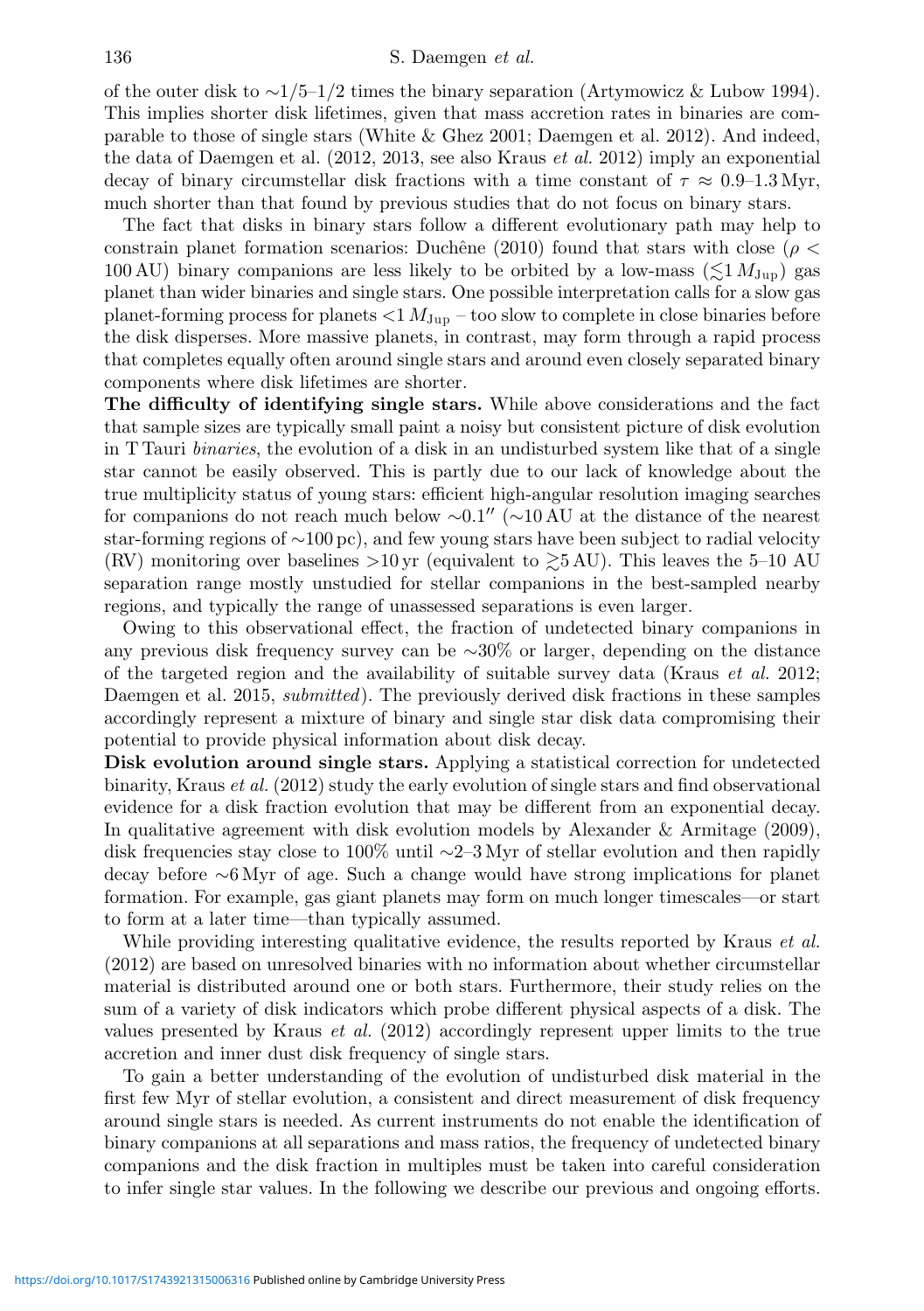of the outer disk to ∼1/5–1/2 times the binary separation (Artymowicz & Lubow 1994). This implies shorter disk lifetimes, given that mass accretion rates in binaries are comparable to those of single stars (White & Ghez 2001; Daemgen et al. 2012). And indeed, the data of Daemgen et al. (2012, 2013, see also Kraus *et al.* 2012) imply an exponential decay of binary circumstellar disk fractions with a time constant of $\tau \approx 0.9$–$1.3$ Myr, much shorter than that found by previous studies that do not focus on binary stars.

The fact that disks in binary stars follow a different evolutionary path may help to constrain planet formation scenarios: Duchêne (2010) found that stars with close ($\rho <$ 100 AU) binary companions are less likely to be orbited by a low-mass ($\lesssim 1\,M_{\rm Jup}$) gas planet than wider binaries and single stars. One possible interpretation calls for a slow gas planet-forming process for planets $<1\,M_{\rm Jup}$ – too slow to complete in close binaries before the disk disperses. More massive planets, in contrast, may form through a rapid process that completes equally often around single stars and around even closely separated binary components where disk lifetimes are shorter.

**The difficulty of identifying single stars.** While above considerations and the fact that sample sizes are typically small paint a noisy but consistent picture of disk evolution in T Tauri *binaries*, the evolution of a disk in an undisturbed system like that of a single star cannot be easily observed. This is partly due to our lack of knowledge about the true multiplicity status of young stars: efficient high-angular resolution imaging searches for companions do not reach much below $\sim 0.1''$ (∼10 AU at the distance of the nearest star-forming regions of ∼100 pc), and few young stars have been subject to radial velocity (RV) monitoring over baselines >10 yr (equivalent to $\gtrsim$5 AU). This leaves the 5–10 AU separation range mostly unstudied for stellar companions in the best-sampled nearby regions, and typically the range of unassessed separations is even larger.

Owing to this observational effect, the fraction of undetected binary companions in any previous disk frequency survey can be ∼30% or larger, depending on the distance of the targeted region and the availability of suitable survey data (Kraus *et al.* 2012; Daemgen et al. 2015, *submitted*). The previously derived disk fractions in these samples accordingly represent a mixture of binary and single star disk data compromising their potential to provide physical information about disk decay.

**Disk evolution around single stars.** Applying a statistical correction for undetected binarity, Kraus *et al.* (2012) study the early evolution of single stars and find observational evidence for a disk fraction evolution that may be different from an exponential decay. In qualitative agreement with disk evolution models by Alexander & Armitage (2009), disk frequencies stay close to 100% until ∼2–3 Myr of stellar evolution and then rapidly decay before ∼6 Myr of age. Such a change would have strong implications for planet formation. For example, gas giant planets may form on much longer timescales—or start to form at a later time—than typically assumed.

While providing interesting qualitative evidence, the results reported by Kraus *et al.* (2012) are based on unresolved binaries with no information about whether circumstellar material is distributed around one or both stars. Furthermore, their study relies on the sum of a variety of disk indicators which probe different physical aspects of a disk. The values presented by Kraus *et al.* (2012) accordingly represent upper limits to the true accretion and inner dust disk frequency of single stars.

To gain a better understanding of the evolution of undisturbed disk material in the first few Myr of stellar evolution, a consistent and direct measurement of disk frequency around single stars is needed. As current instruments do not enable the identification of binary companions at all separations and mass ratios, the frequency of undetected binary companions and the disk fraction in multiples must be taken into careful consideration to infer single star values. In the following we describe our previous and ongoing efforts.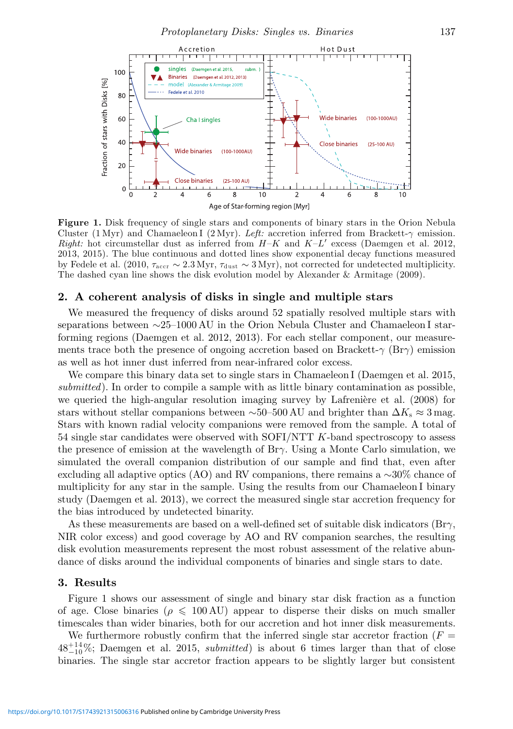**Figure 1.** Disk frequency of single stars and components of binary stars in the Orion Nebula Cluster (1 Myr) and Chamaeleon I (2 Myr). *Left:* accretion inferred from Brackett-$\gamma$ emission. *Right:* hot circumstellar dust as inferred from $H$–$K$ and $K$–$L'$ excess (Daemgen et al. 2012, 2013, 2015). The blue continuous and dotted lines show exponential decay functions measured by Fedele et al. (2010, $\tau_{\rm accr} \sim 2.3\,$Myr, $\tau_{\rm dust} \sim 3\,$Myr), not corrected for undetected multiplicity. The dashed cyan line shows the disk evolution model by Alexander & Armitage (2009).

## 2. A coherent analysis of disks in single and multiple stars

We measured the frequency of disks around 52 spatially resolved multiple stars with separations between ∼25–1000 AU in the Orion Nebula Cluster and Chamaeleon I star-forming regions (Daemgen et al. 2012, 2013). For each stellar component, our measurements trace both the presence of ongoing accretion based on Brackett-$\gamma$ (Br$\gamma$) emission as well as hot inner dust inferred from near-infrared color excess.

We compare this binary data set to single stars in Chamaeleon I (Daemgen et al. 2015, *submitted*). In order to compile a sample with as little binary contamination as possible, we queried the high-angular resolution imaging survey by Lafrenière et al. (2008) for stars without stellar companions between ∼50–500 AU and brighter than $\Delta K_{\rm s} \approx 3\,$mag. Stars with known radial velocity companions were removed from the sample. A total of 54 single star candidates were observed with SOFI/NTT $K$-band spectroscopy to assess the presence of emission at the wavelength of Br$\gamma$. Using a Monte Carlo simulation, we simulated the overall companion distribution of our sample and find that, even after excluding all adaptive optics (AO) and RV companions, there remains a ∼30% chance of multiplicity for any star in the sample. Using the results from our Chamaeleon I binary study (Daemgen et al. 2013), we correct the measured single star accretion frequency for the bias introduced by undetected binarity.

As these measurements are based on a well-defined set of suitable disk indicators (Br$\gamma$, NIR color excess) and good coverage by AO and RV companion searches, the resulting disk evolution measurements represent the most robust assessment of the relative abundance of disks around the individual components of binaries and single stars to date.

## 3. Results

Figure 1 shows our assessment of single and binary star disk fraction as a function of age. Close binaries ($\rho \leqslant 100\,$AU) appear to disperse their disks on much smaller timescales than wider binaries, both for our accretion and hot inner disk measurements.

We furthermore robustly confirm that the inferred single star accretor fraction ($F = 48^{+14}_{-10}\%$; Daemgen et al. 2015, *submitted*) is about 6 times larger than that of close binaries. The single star accretor fraction appears to be slightly larger but consistent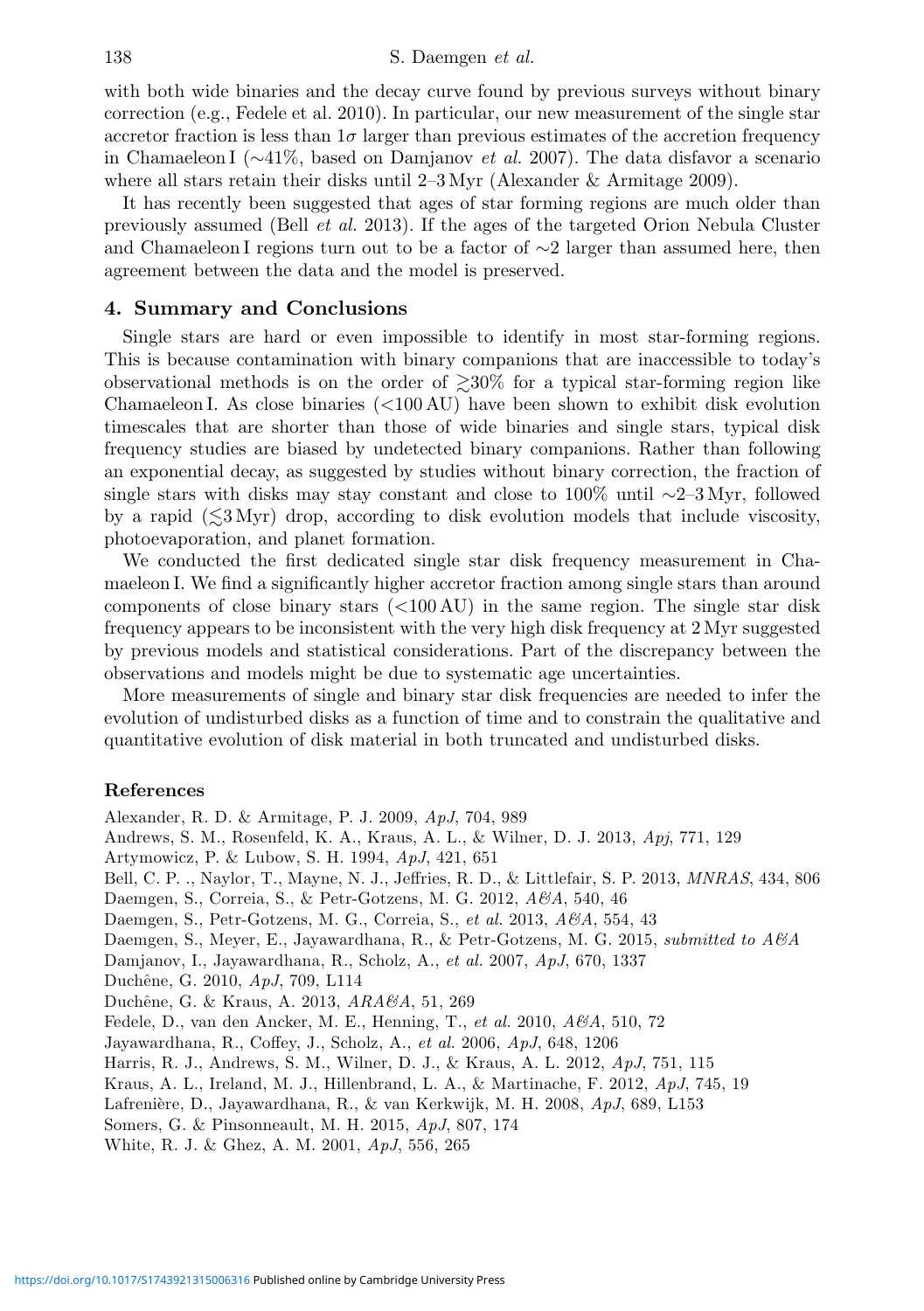with both wide binaries and the decay curve found by previous surveys without binary correction (e.g., Fedele et al. 2010). In particular, our new measurement of the single star accretor fraction is less than $1\sigma$ larger than previous estimates of the accretion frequency in Chamaeleon I ($\sim$41%, based on Damjanov *et al.* 2007). The data disfavor a scenario where all stars retain their disks until 2–3 Myr (Alexander & Armitage 2009).

It has recently been suggested that ages of star forming regions are much older than previously assumed (Bell *et al.* 2013). If the ages of the targeted Orion Nebula Cluster and Chamaeleon I regions turn out to be a factor of $\sim$2 larger than assumed here, then agreement between the data and the model is preserved.

## 4. Summary and Conclusions

Single stars are hard or even impossible to identify in most star-forming regions. This is because contamination with binary companions that are inaccessible to today's observational methods is on the order of $\gtrsim$30% for a typical star-forming region like Chamaeleon I. As close binaries (<100 AU) have been shown to exhibit disk evolution timescales that are shorter than those of wide binaries and single stars, typical disk frequency studies are biased by undetected binary companions. Rather than following an exponential decay, as suggested by studies without binary correction, the fraction of single stars with disks may stay constant and close to 100% until $\sim$2–3 Myr, followed by a rapid ($\lesssim$3 Myr) drop, according to disk evolution models that include viscosity, photoevaporation, and planet formation.

We conducted the first dedicated single star disk frequency measurement in Chamaeleon I. We find a significantly higher accretor fraction among single stars than around components of close binary stars (<100 AU) in the same region. The single star disk frequency appears to be inconsistent with the very high disk frequency at 2 Myr suggested by previous models and statistical considerations. Part of the discrepancy between the observations and models might be due to systematic age uncertainties.

More measurements of single and binary star disk frequencies are needed to infer the evolution of undisturbed disks as a function of time and to constrain the qualitative and quantitative evolution of disk material in both truncated and undisturbed disks.

### References

Alexander, R. D. & Armitage, P. J. 2009, *ApJ*, 704, 989
Andrews, S. M., Rosenfeld, K. A., Kraus, A. L., & Wilner, D. J. 2013, *Apj*, 771, 129
Artymowicz, P. & Lubow, S. H. 1994, *ApJ*, 421, 651
Bell, C. P. ., Naylor, T., Mayne, N. J., Jeffries, R. D., & Littlefair, S. P. 2013, *MNRAS*, 434, 806
Daemgen, S., Correia, S., & Petr-Gotzens, M. G. 2012, *A&A*, 540, 46
Daemgen, S., Petr-Gotzens, M. G., Correia, S., *et al.* 2013, *A&A*, 554, 43
Daemgen, S., Meyer, E., Jayawardhana, R., & Petr-Gotzens, M. G. 2015, *submitted to A&A*
Damjanov, I., Jayawardhana, R., Scholz, A., *et al.* 2007, *ApJ*, 670, 1337
Duchêne, G. 2010, *ApJ*, 709, L114
Duchêne, G. & Kraus, A. 2013, *ARA&A*, 51, 269
Fedele, D., van den Ancker, M. E., Henning, T., *et al.* 2010, *A&A*, 510, 72
Jayawardhana, R., Coffey, J., Scholz, A., *et al.* 2006, *ApJ*, 648, 1206
Harris, R. J., Andrews, S. M., Wilner, D. J., & Kraus, A. L. 2012, *ApJ*, 751, 115
Kraus, A. L., Ireland, M. J., Hillenbrand, L. A., & Martinache, F. 2012, *ApJ*, 745, 19
Lafrenière, D., Jayawardhana, R., & van Kerkwijk, M. H. 2008, *ApJ*, 689, L153
Somers, G. & Pinsonneault, M. H. 2015, *ApJ*, 807, 174
White, R. J. & Ghez, A. M. 2001, *ApJ*, 556, 265